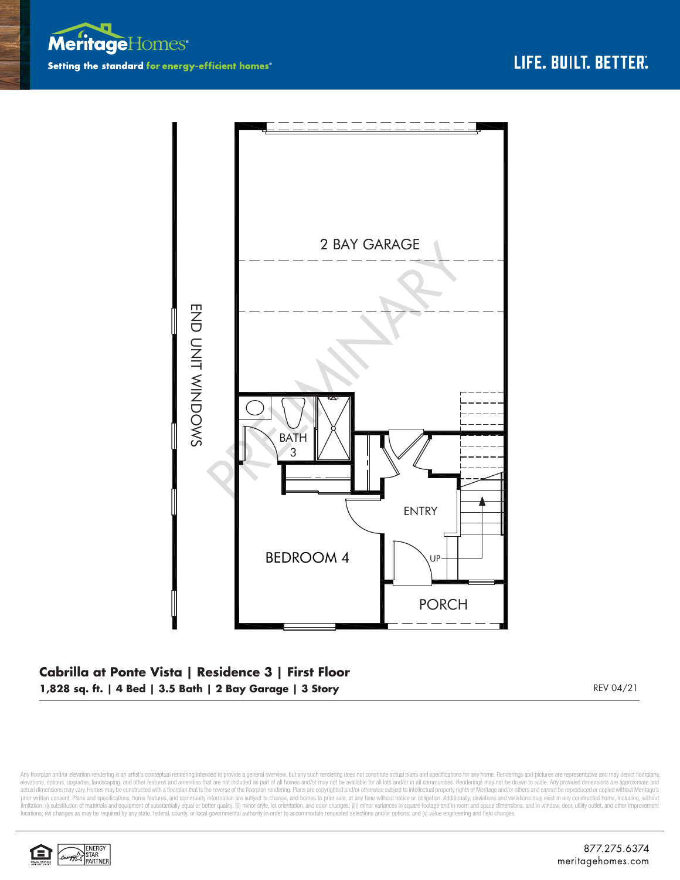Meritage Homes

Setting the standard for energy-efficient homes®

LIFE. BUILT. BETTER.

2 BAY GARAGE

END UNIT WINDOWS

BATH 3

ENTRY

UP

BEDROOM 4

PORCH

PRELIMINARY

**Cabrilla at Ponte Vista | Residence 3 | First Floor**

**1,828 sq. ft. | 4 Bed | 3.5 Bath | 2 Bay Garage | 3 Story**

REV 04/21

Any floorplan and/or elevation rendering is an artist's conceptual rendering intended to provide a general overview, but any such rendering does not constitute actual plans and specifications for any home. Renderings and pictures are representative and may depict floorplans, elevations, options, upgrades, landscaping, and other features and amenities that are not included as part of all homes and/or may not be available for all lots and/or in all communities. Renderings may not be drawn to scale. Any provided dimensions are approximate and actual dimensions may vary. Homes may be constructed with a floorplan that is the reverse of the floorplan rendering. Plans are copyrighted and/or otherwise subject to intellectual property rights of Meritage and/or others and cannot be reproduced or copied without Meritage's prior written consent. Plans and specifications, home features, and community information are subject to change, and homes to prior sale, at any time without notice or obligation. Additionally, deviations and variations may exist in any constructed home, including, without limitation: (i) substitution of materials and equipment of substantially equal or better quality; (ii) minor style, lot orientation, and color changes; (iii) minor variances in square footage and in room and space dimensions, and in window, door, utility outlet, and other improvement locations; (iv) changes as may be required by any state, federal, county, or local governmental authority in order to accommodate requested selections and/or options; and (v) value engineering and field changes.

ENERGY STAR PARTNER

877.275.6374
meritagehomes.com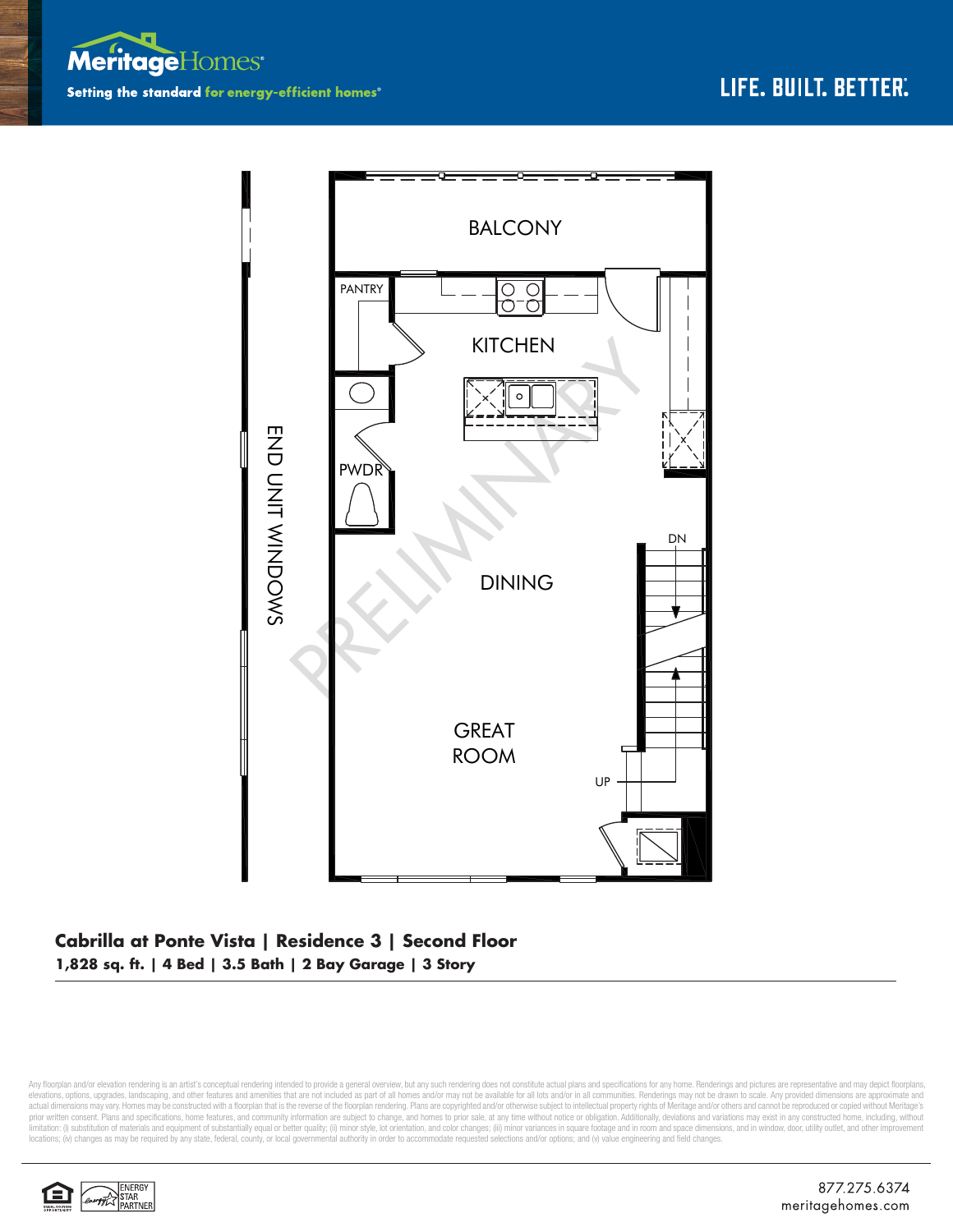MeritageHomes®

Setting the standard for energy-efficient homes®

LIFE. BUILT. BETTER.

BALCONY

PANTRY

KITCHEN

PWDR

DN

DINING

END UNIT WINDOWS

PRELIMINARY

GREAT ROOM

UP

## Cabrilla at Ponte Vista | Residence 3 | Second Floor

**1,828 sq. ft. | 4 Bed | 3.5 Bath | 2 Bay Garage | 3 Story**

Any floorplan and/or elevation rendering is an artist's conceptual rendering intended to provide a general overview, but any such rendering does not constitute actual plans and specifications for any home. Renderings and pictures are representative and may depict floorplans, elevations, options, upgrades, landscaping, and other features and amenities that are not included as part of all homes and/or may not be available for all lots and/or in all communities. Renderings may not be drawn to scale. Any provided dimensions are approximate and actual dimensions may vary. Homes may be constructed with a floorplan that is the reverse of the floorplan rendering. Plans are copyrighted and/or otherwise subject to intellectual property rights of Meritage and/or others and cannot be reproduced or copied without Meritage's prior written consent. Plans and specifications, home features, and community information are subject to change, and homes to prior sale, at any time without notice or obligation. Additionally, deviations and variations may exist in any constructed home, including, without limitation: (i) substitution of materials and equipment of substantially equal or better quality; (ii) minor style, lot orientation, and color changes; (iii) minor variances in square footage and in room and space dimensions, and in window, door, utility outlet, and other improvement locations; (iv) changes as may be required by any state, federal, county, or local governmental authority in order to accommodate requested selections and/or options; and (v) value engineering and field changes.

ENERGY STAR PARTNER

877.275.6374
meritagehomes.com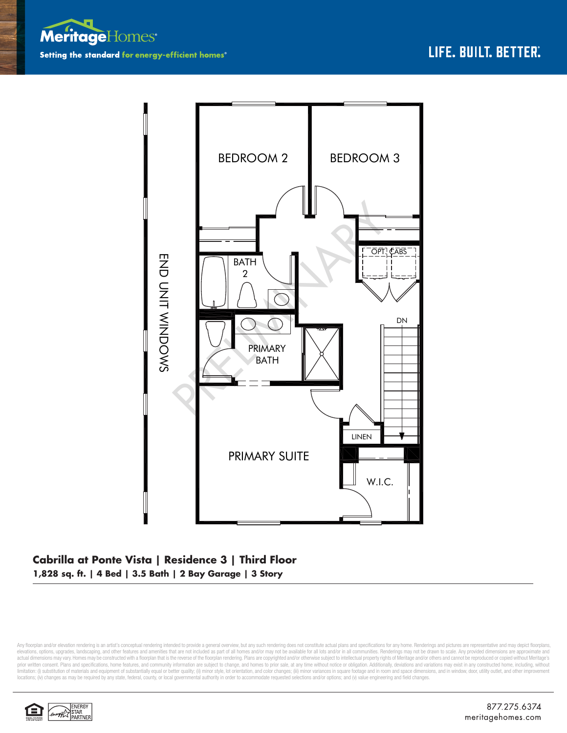MeritageHomes®

Setting the standard for energy-efficient homes®

LIFE. BUILT. BETTER.®

BEDROOM 2

BEDROOM 3

BATH 2

OPT CABS

DN

PRIMARY BATH

END UNIT WINDOWS

PRELIMINARY

LINEN

PRIMARY SUITE

W.I.C.

**Cabrilla at Ponte Vista | Residence 3 | Third Floor**

**1,828 sq. ft. | 4 Bed | 3.5 Bath | 2 Bay Garage | 3 Story**

Any floorplan and/or elevation rendering is an artist's conceptual rendering intended to provide a general overview, but any such rendering does not constitute actual plans and specifications for any home. Renderings and pictures are representative and may depict floorplans, elevations, options, upgrades, landscaping, and other features and amenities that are not included as part of all homes and/or may not be available for all lots and/or in all communities. Renderings may not be drawn to scale. Any provided dimensions are approximate and actual dimensions may vary. Homes may be constructed with a floorplan that is the reverse of the floorplan rendering. Plans are copyrighted and/or otherwise subject to intellectual property rights of Meritage and/or others and cannot be reproduced or copied without Meritage's prior written consent. Plans and specifications, home features, and community information are subject to change, and homes to prior sale, at any time without notice or obligation. Additionally, deviations and variations may exist in any constructed home, including, without limitation: (i) substitution of materials and equipment of substantially equal or better quality; (ii) minor style, lot orientation, and color changes; (iii) minor variances in square footage and in room and space dimensions, and in window, door, utility outlet, and other improvement locations; (iv) changes as may be required by any state, federal, county, or local governmental authority in order to accommodate requested selections and/or options; and (v) value engineering and field changes.

ENERGY STAR PARTNER

877.275.6374
meritagehomes.com